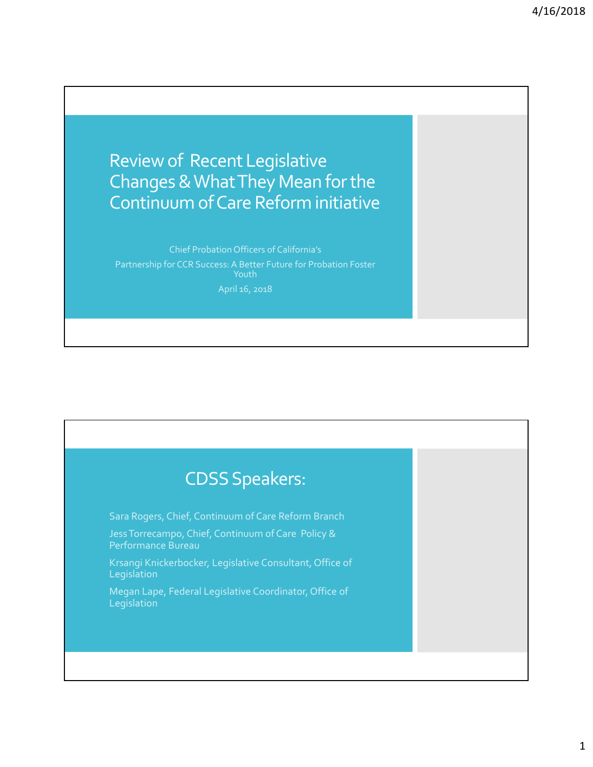# Review of Recent Legislative Changes & What They Mean for the Continuum of Care Reform initiative

Chief Probation Officers of California's

Partnership for CCR Success: A Better Future for Probation Foster Youth

April 16, 2018

## CDSS Speakers:

Sara Rogers, Chief, Continuum of Care Reform Branch

Jess Torrecampo, Chief, Continuum of Care Policy & Performance Bureau

Krsangi Knickerbocker, Legislative Consultant, Office of Legislation

Megan Lape, Federal Legislative Coordinator, Office of Legislation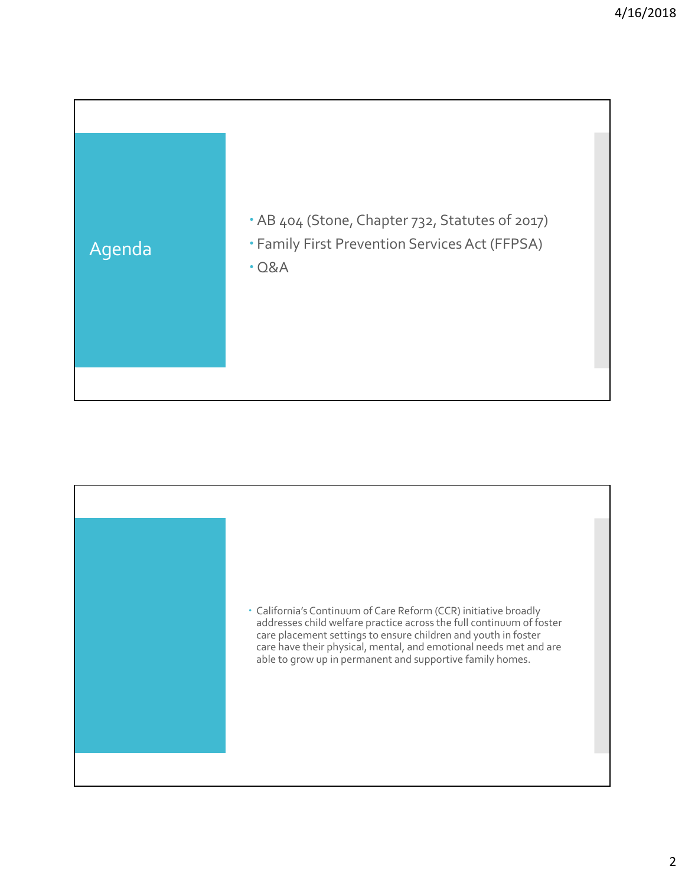## Agenda

- AB 404 (Stone, Chapter 732, Statutes of 2017)
- Family First Prevention Services Act (FFPSA)
- Q&A

---

- California's Continuum of Care Reform (CCR) initiative broadly addresses child welfare practice across the full continuum of foster care placement settings to ensure children and youth in foster care have their physical, mental, and emotional needs met and are able to grow up in permanent and supportive family homes.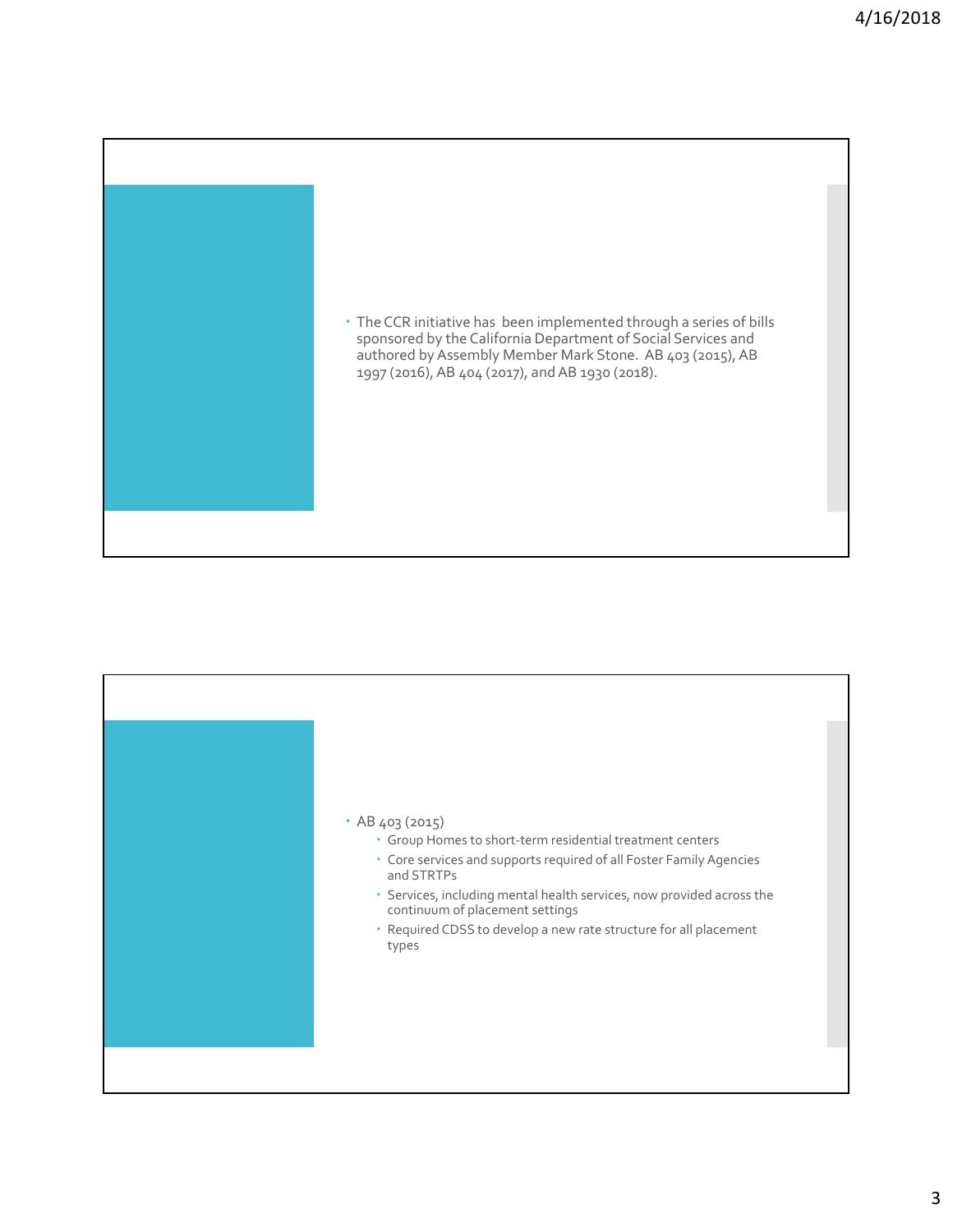- The CCR initiative has been implemented through a series of bills sponsored by the California Department of Social Services and authored by Assembly Member Mark Stone. AB 403 (2015), AB 1997 (2016), AB 404 (2017), and AB 1930 (2018).

- AB 403 (2015)
  - Group Homes to short-term residential treatment centers
  - Core services and supports required of all Foster Family Agencies and STRTPs
  - Services, including mental health services, now provided across the continuum of placement settings
  - Required CDSS to develop a new rate structure for all placement types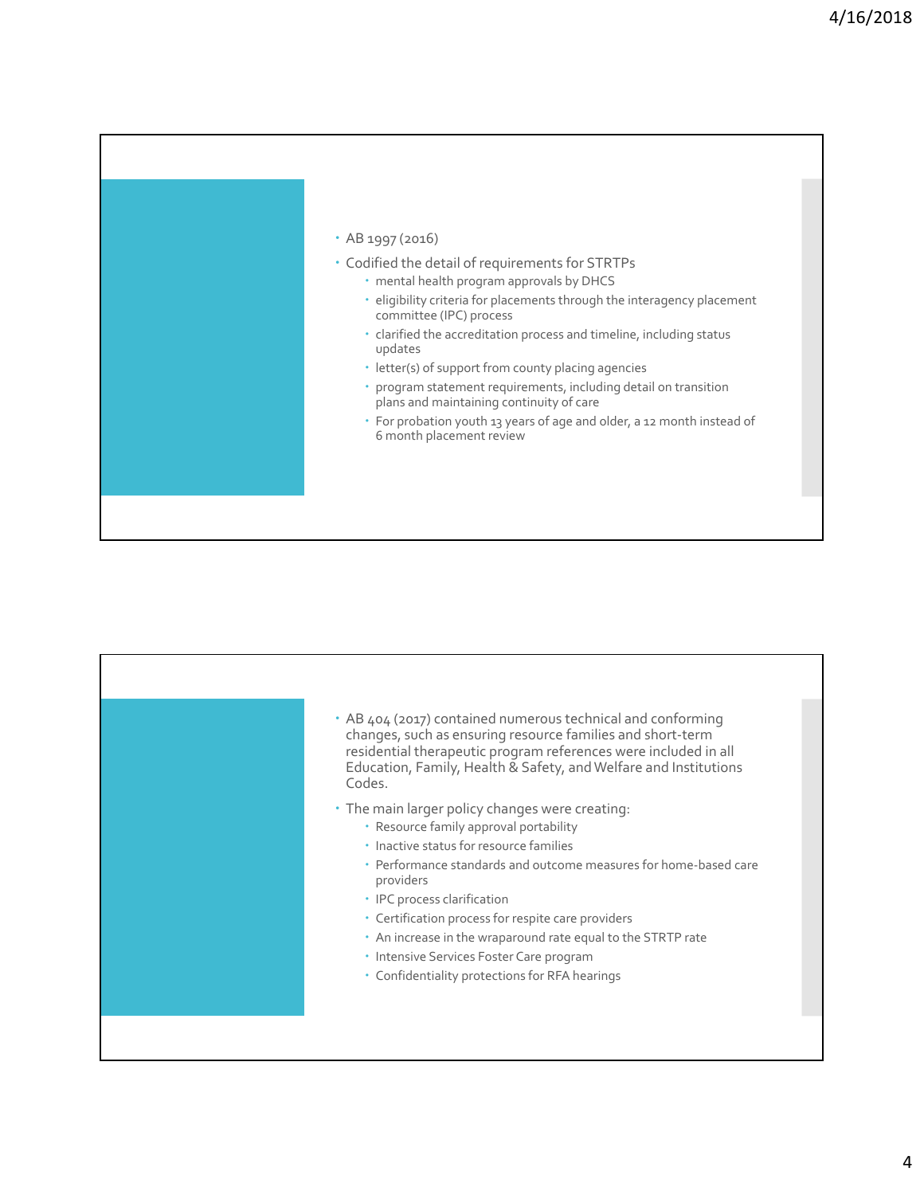- AB 1997 (2016)
- Codified the detail of requirements for STRTPs
  - mental health program approvals by DHCS
  - eligibility criteria for placements through the interagency placement committee (IPC) process
  - clarified the accreditation process and timeline, including status updates
  - letter(s) of support from county placing agencies
  - program statement requirements, including detail on transition plans and maintaining continuity of care
  - For probation youth 13 years of age and older, a 12 month instead of 6 month placement review

- AB 404 (2017) contained numerous technical and conforming changes, such as ensuring resource families and short-term residential therapeutic program references were included in all Education, Family, Health & Safety, and Welfare and Institutions Codes.
- The main larger policy changes were creating:
  - Resource family approval portability
  - Inactive status for resource families
  - Performance standards and outcome measures for home-based care providers
  - IPC process clarification
  - Certification process for respite care providers
  - An increase in the wraparound rate equal to the STRTP rate
  - Intensive Services Foster Care program
  - Confidentiality protections for RFA hearings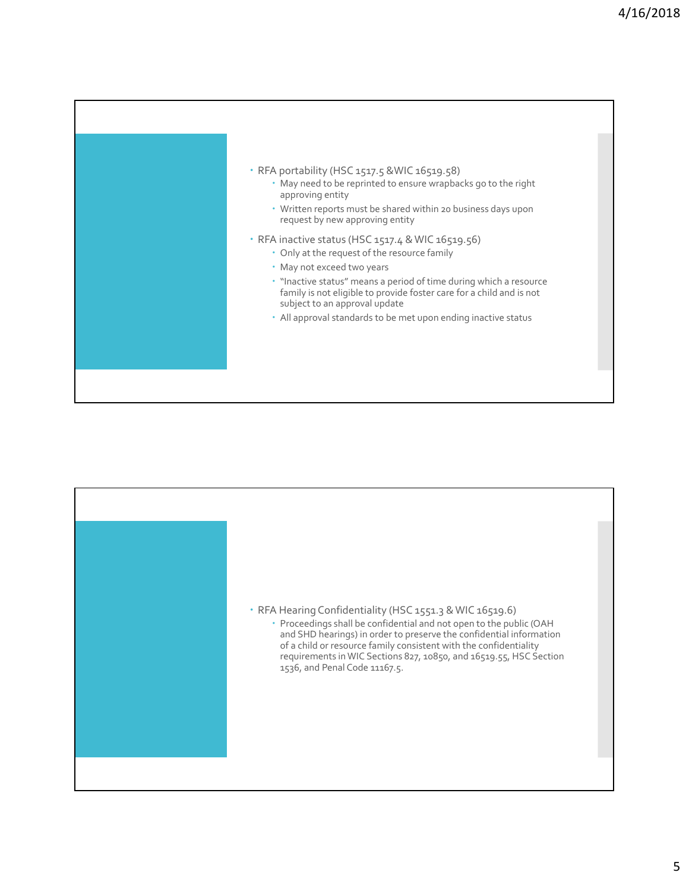- RFA portability (HSC 1517.5 &WIC 16519.58)
  - May need to be reprinted to ensure wrapbacks go to the right approving entity
  - Written reports must be shared within 20 business days upon request by new approving entity
- RFA inactive status (HSC 1517.4 & WIC 16519.56)
  - Only at the request of the resource family
  - May not exceed two years
  - "Inactive status" means a period of time during which a resource family is not eligible to provide foster care for a child and is not subject to an approval update
  - All approval standards to be met upon ending inactive status

- RFA Hearing Confidentiality (HSC 1551.3 & WIC 16519.6)
  - Proceedings shall be confidential and not open to the public (OAH and SHD hearings) in order to preserve the confidential information of a child or resource family consistent with the confidentiality requirements in WIC Sections 827, 10850, and 16519.55, HSC Section 1536, and Penal Code 11167.5.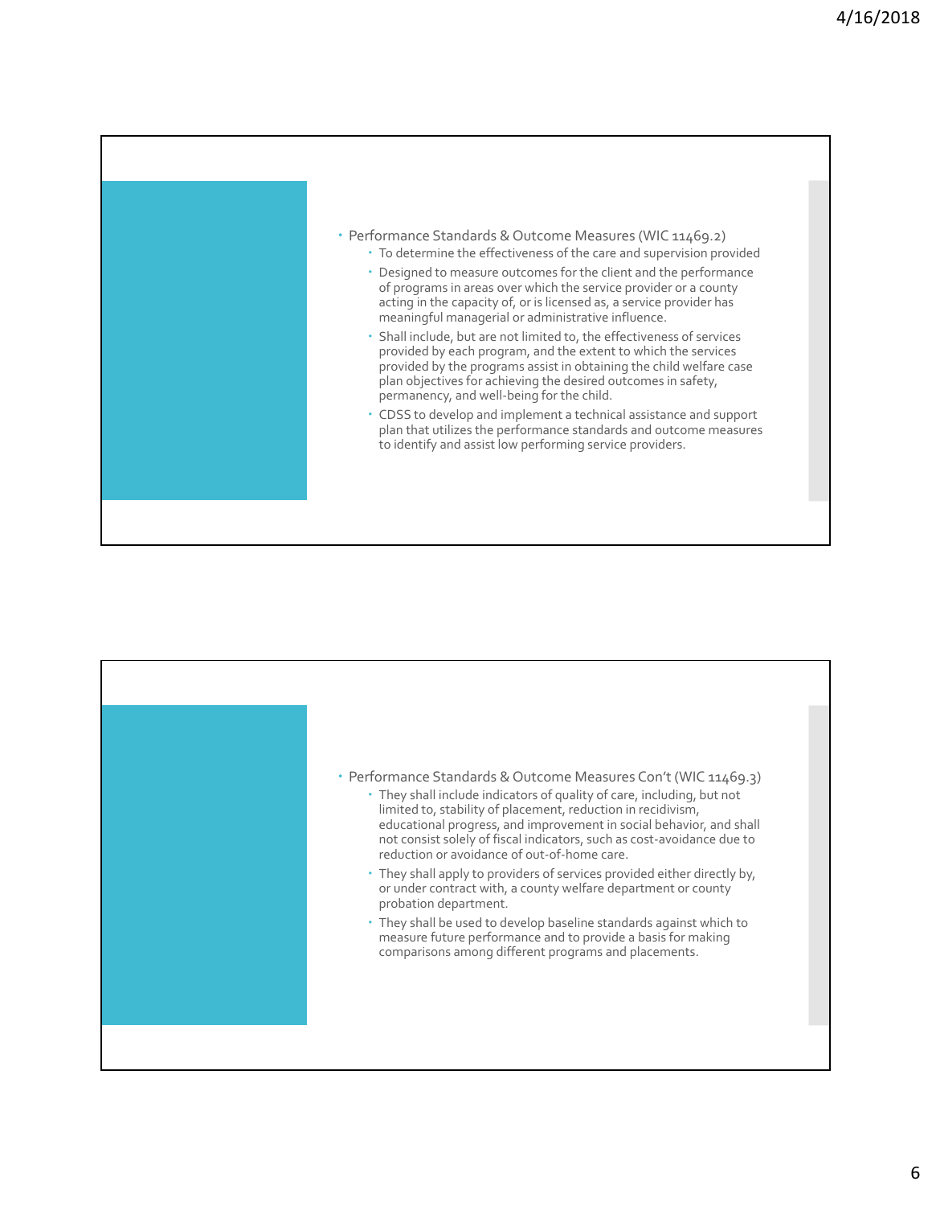- Performance Standards & Outcome Measures (WIC 11469.2)
  - To determine the effectiveness of the care and supervision provided
  - Designed to measure outcomes for the client and the performance of programs in areas over which the service provider or a county acting in the capacity of, or is licensed as, a service provider has meaningful managerial or administrative influence.
  - Shall include, but are not limited to, the effectiveness of services provided by each program, and the extent to which the services provided by the programs assist in obtaining the child welfare case plan objectives for achieving the desired outcomes in safety, permanency, and well-being for the child.
  - CDSS to develop and implement a technical assistance and support plan that utilizes the performance standards and outcome measures to identify and assist low performing service providers.

---

- Performance Standards & Outcome Measures Con't (WIC 11469.3)
  - They shall include indicators of quality of care, including, but not limited to, stability of placement, reduction in recidivism, educational progress, and improvement in social behavior, and shall not consist solely of fiscal indicators, such as cost-avoidance due to reduction or avoidance of out-of-home care.
  - They shall apply to providers of services provided either directly by, or under contract with, a county welfare department or county probation department.
  - They shall be used to develop baseline standards against which to measure future performance and to provide a basis for making comparisons among different programs and placements.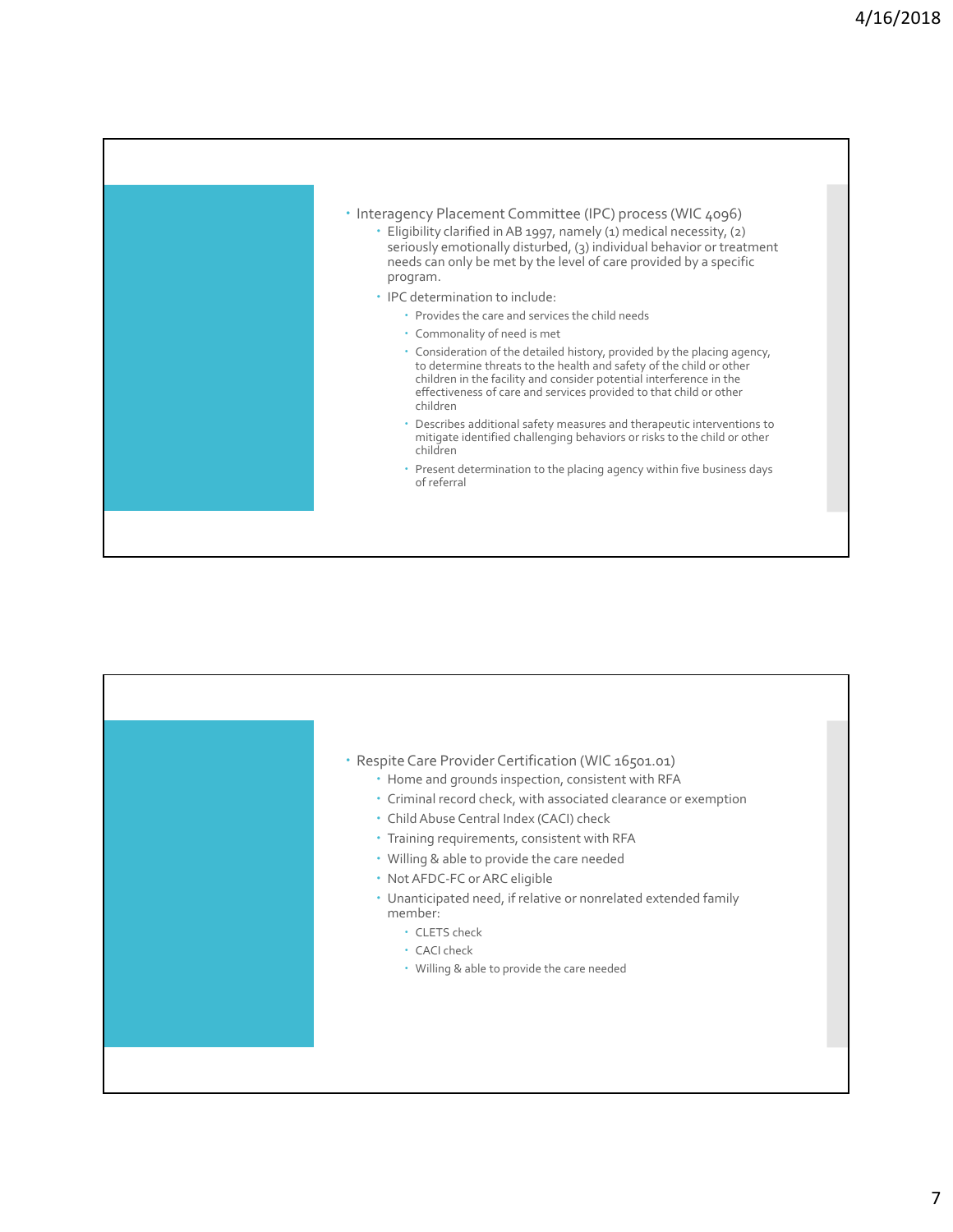- Interagency Placement Committee (IPC) process (WIC 4096)
  - Eligibility clarified in AB 1997, namely (1) medical necessity, (2) seriously emotionally disturbed, (3) individual behavior or treatment needs can only be met by the level of care provided by a specific program.
  - IPC determination to include:
    - Provides the care and services the child needs
    - Commonality of need is met
    - Consideration of the detailed history, provided by the placing agency, to determine threats to the health and safety of the child or other children in the facility and consider potential interference in the effectiveness of care and services provided to that child or other children
    - Describes additional safety measures and therapeutic interventions to mitigate identified challenging behaviors or risks to the child or other children
    - Present determination to the placing agency within five business days of referral

- Respite Care Provider Certification (WIC 16501.01)
  - Home and grounds inspection, consistent with RFA
  - Criminal record check, with associated clearance or exemption
  - Child Abuse Central Index (CACI) check
  - Training requirements, consistent with RFA
  - Willing & able to provide the care needed
  - Not AFDC-FC or ARC eligible
  - Unanticipated need, if relative or nonrelated extended family member:
    - CLETS check
    - CACI check
    - Willing & able to provide the care needed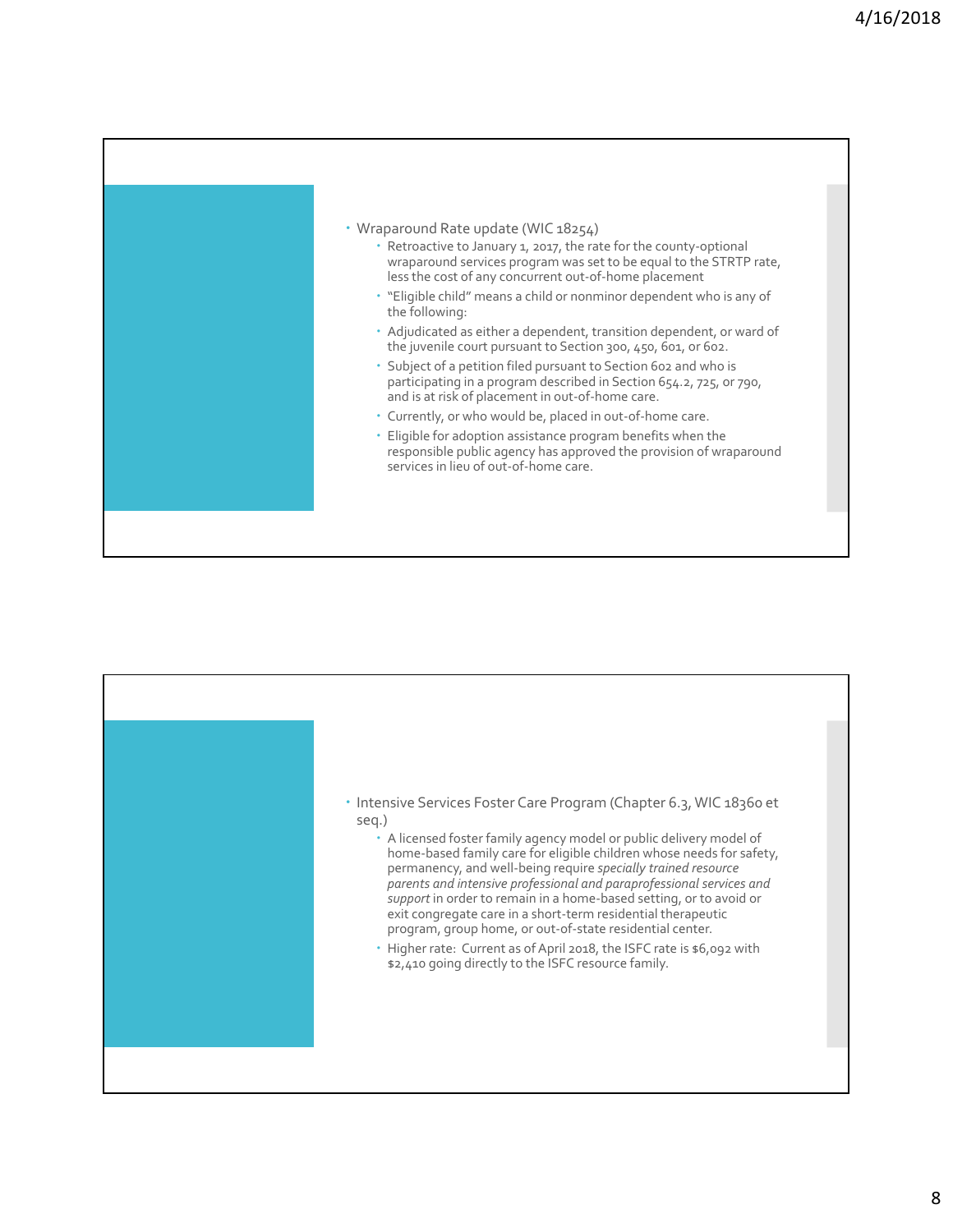- Wraparound Rate update (WIC 18254)
  - Retroactive to January 1, 2017, the rate for the county-optional wraparound services program was set to be equal to the STRTP rate, less the cost of any concurrent out-of-home placement
  - "Eligible child" means a child or nonminor dependent who is any of the following:
  - Adjudicated as either a dependent, transition dependent, or ward of the juvenile court pursuant to Section 300, 450, 601, or 602.
  - Subject of a petition filed pursuant to Section 602 and who is participating in a program described in Section 654.2, 725, or 790, and is at risk of placement in out-of-home care.
  - Currently, or who would be, placed in out-of-home care.
  - Eligible for adoption assistance program benefits when the responsible public agency has approved the provision of wraparound services in lieu of out-of-home care.

- Intensive Services Foster Care Program (Chapter 6.3, WIC 18360 et seq.)
  - A licensed foster family agency model or public delivery model of home-based family care for eligible children whose needs for safety, permanency, and well-being require *specially trained resource parents and intensive professional and paraprofessional services and support* in order to remain in a home-based setting, or to avoid or exit congregate care in a short-term residential therapeutic program, group home, or out-of-state residential center.
  - Higher rate: Current as of April 2018, the ISFC rate is $6,092 with $2,410 going directly to the ISFC resource family.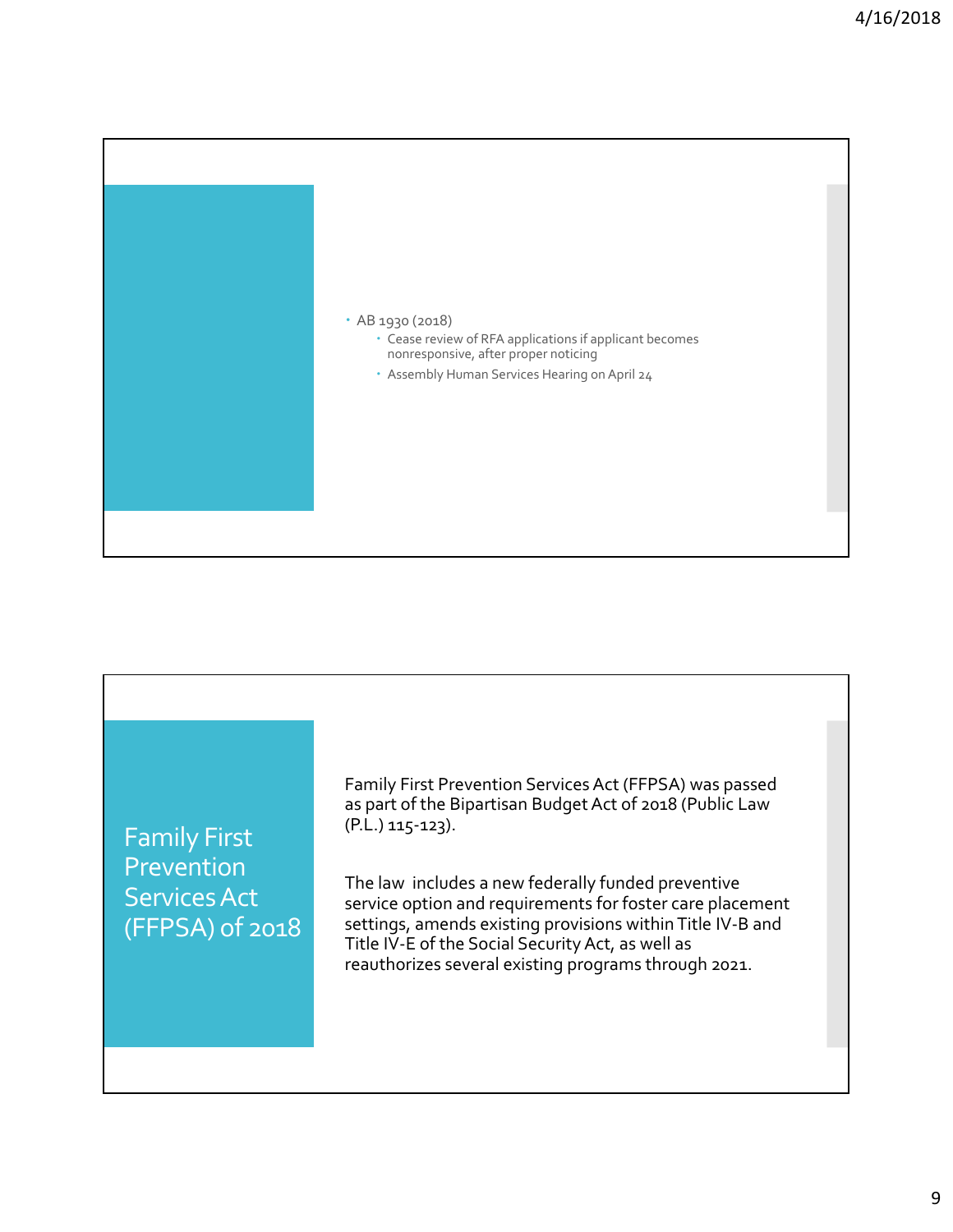- AB 1930 (2018)
  - Cease review of RFA applications if applicant becomes nonresponsive, after proper noticing
  - Assembly Human Services Hearing on April 24

## Family First Prevention Services Act (FFPSA) of 2018

Family First Prevention Services Act (FFPSA) was passed as part of the Bipartisan Budget Act of 2018 (Public Law (P.L.) 115-123).

The law includes a new federally funded preventive service option and requirements for foster care placement settings, amends existing provisions within Title IV-B and Title IV-E of the Social Security Act, as well as reauthorizes several existing programs through 2021.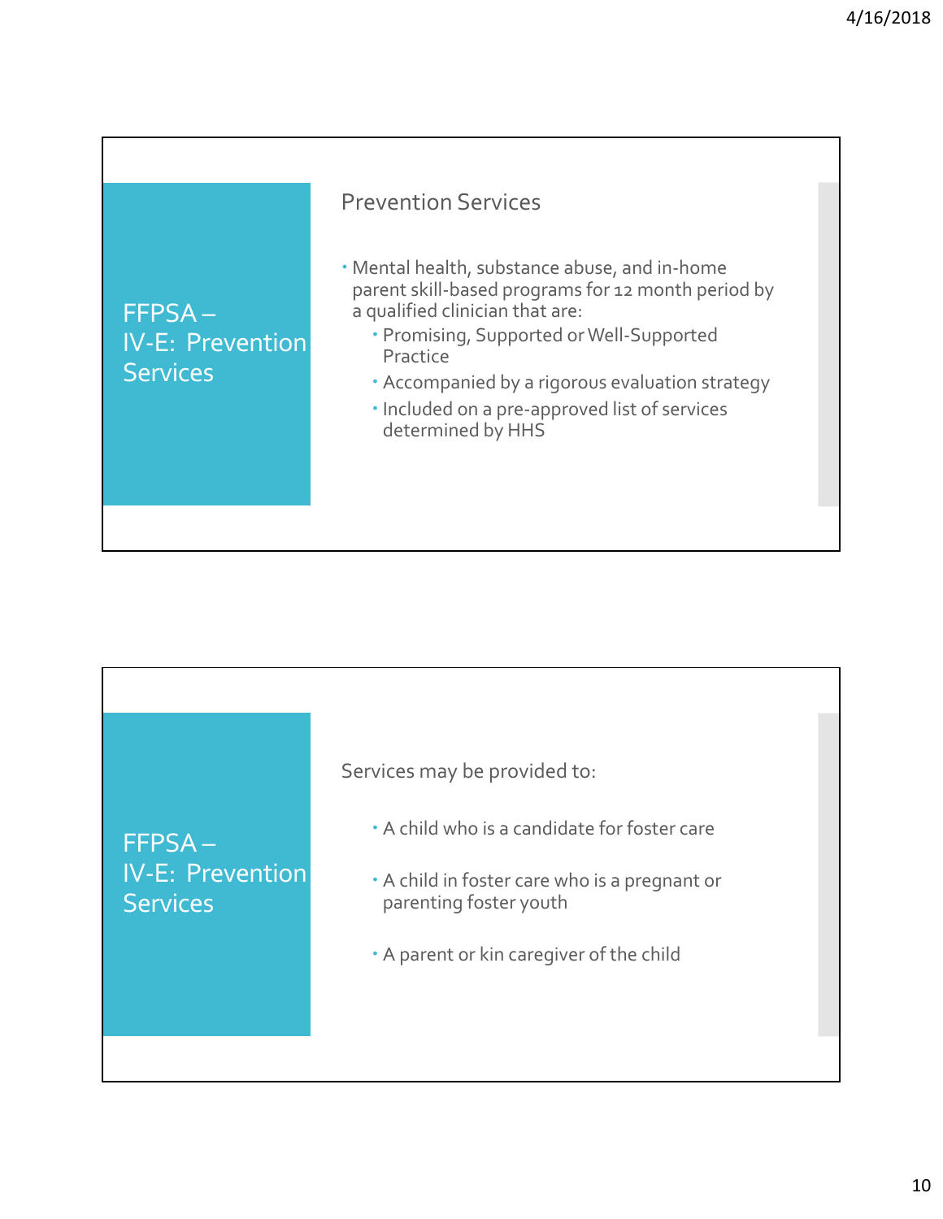## FFPSA – IV-E: Prevention Services

### Prevention Services

- Mental health, substance abuse, and in-home parent skill-based programs for 12 month period by a qualified clinician that are:
  - Promising, Supported or Well-Supported Practice
  - Accompanied by a rigorous evaluation strategy
  - Included on a pre-approved list of services determined by HHS

## FFPSA – IV-E: Prevention Services

Services may be provided to:

- A child who is a candidate for foster care
- A child in foster care who is a pregnant or parenting foster youth
- A parent or kin caregiver of the child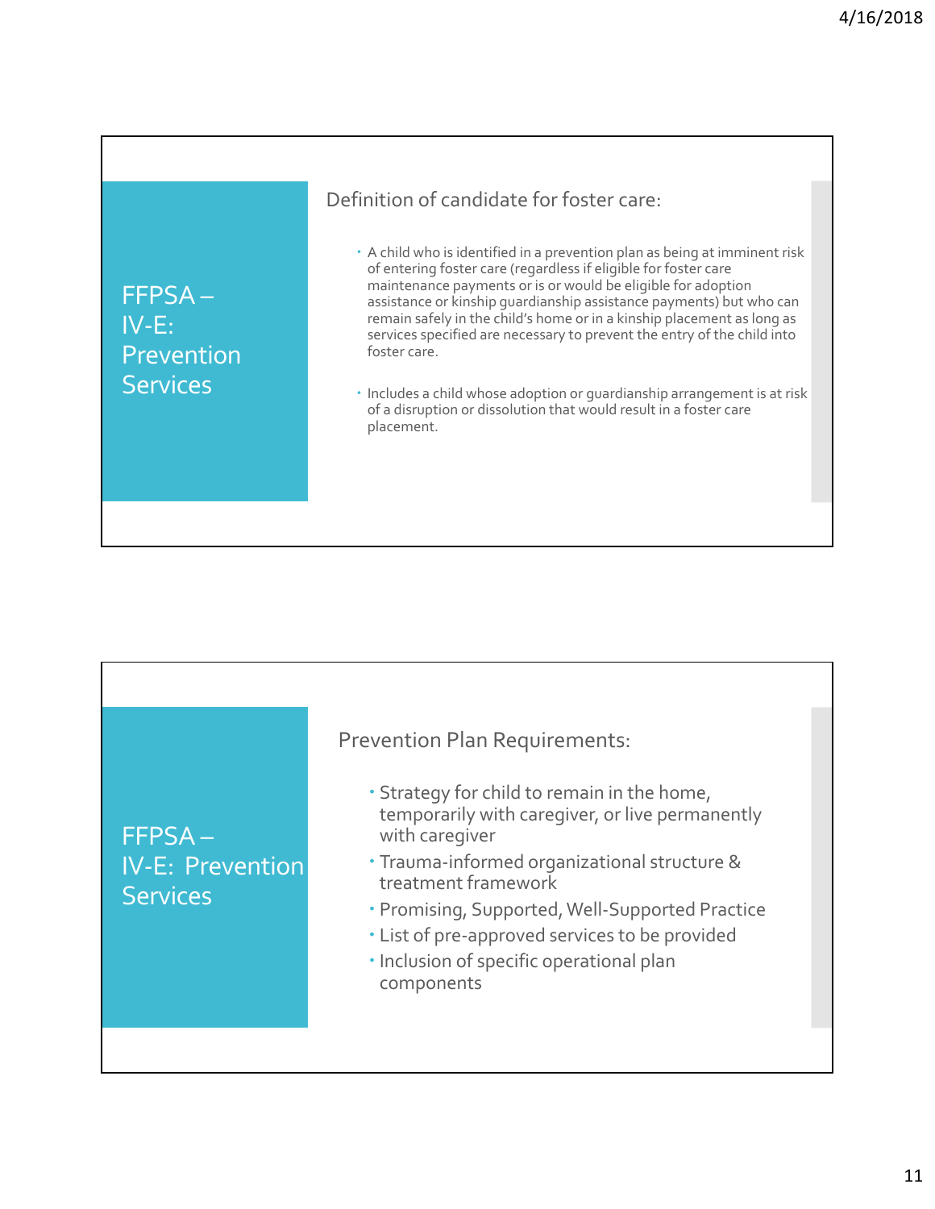## FFPSA – IV-E: Prevention Services

Definition of candidate for foster care:

- A child who is identified in a prevention plan as being at imminent risk of entering foster care (regardless if eligible for foster care maintenance payments or is or would be eligible for adoption assistance or kinship guardianship assistance payments) but who can remain safely in the child's home or in a kinship placement as long as services specified are necessary to prevent the entry of the child into foster care.
- Includes a child whose adoption or guardianship arrangement is at risk of a disruption or dissolution that would result in a foster care placement.

## FFPSA – IV-E: Prevention Services

Prevention Plan Requirements:

- Strategy for child to remain in the home, temporarily with caregiver, or live permanently with caregiver
- Trauma-informed organizational structure & treatment framework
- Promising, Supported, Well-Supported Practice
- List of pre-approved services to be provided
- Inclusion of specific operational plan components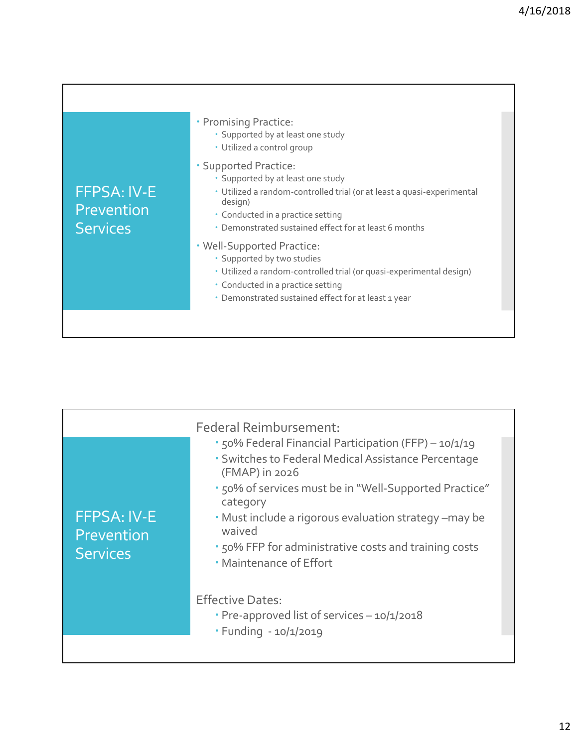## FFPSA: IV-E Prevention Services

- Promising Practice:
  - Supported by at least one study
  - Utilized a control group
- Supported Practice:
  - Supported by at least one study
  - Utilized a random-controlled trial (or at least a quasi-experimental design)
  - Conducted in a practice setting
  - Demonstrated sustained effect for at least 6 months
- Well-Supported Practice:
  - Supported by two studies
  - Utilized a random-controlled trial (or quasi-experimental design)
  - Conducted in a practice setting
  - Demonstrated sustained effect for at least 1 year

## FFPSA: IV-E Prevention Services

Federal Reimbursement:

- 50% Federal Financial Participation (FFP) – 10/1/19
- Switches to Federal Medical Assistance Percentage (FMAP) in 2026
- 50% of services must be in "Well-Supported Practice" category
- Must include a rigorous evaluation strategy –may be waived
- 50% FFP for administrative costs and training costs
- Maintenance of Effort

Effective Dates:

- Pre-approved list of services – 10/1/2018
- Funding - 10/1/2019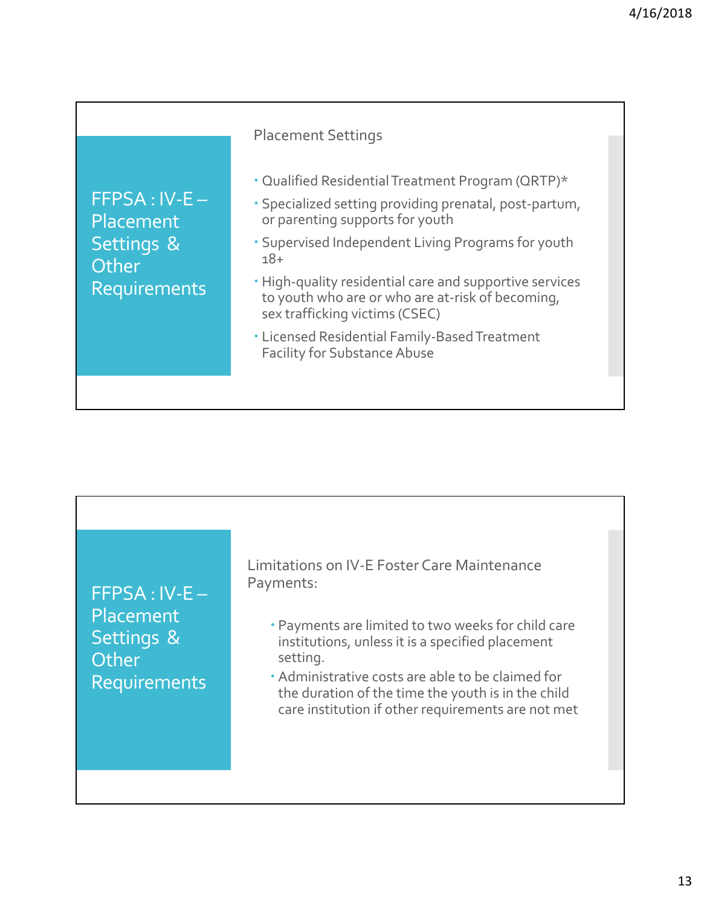## FFPSA : IV-E – Placement Settings & Other Requirements

Placement Settings

- Qualified Residential Treatment Program (QRTP)*
- Specialized setting providing prenatal, post-partum, or parenting supports for youth
- Supervised Independent Living Programs for youth 18+
- High-quality residential care and supportive services to youth who are or who are at-risk of becoming, sex trafficking victims (CSEC)
- Licensed Residential Family-Based Treatment Facility for Substance Abuse

## FFPSA : IV-E – Placement Settings & Other Requirements

Limitations on IV-E Foster Care Maintenance Payments:

- Payments are limited to two weeks for child care institutions, unless it is a specified placement setting.
- Administrative costs are able to be claimed for the duration of the time the youth is in the child care institution if other requirements are not met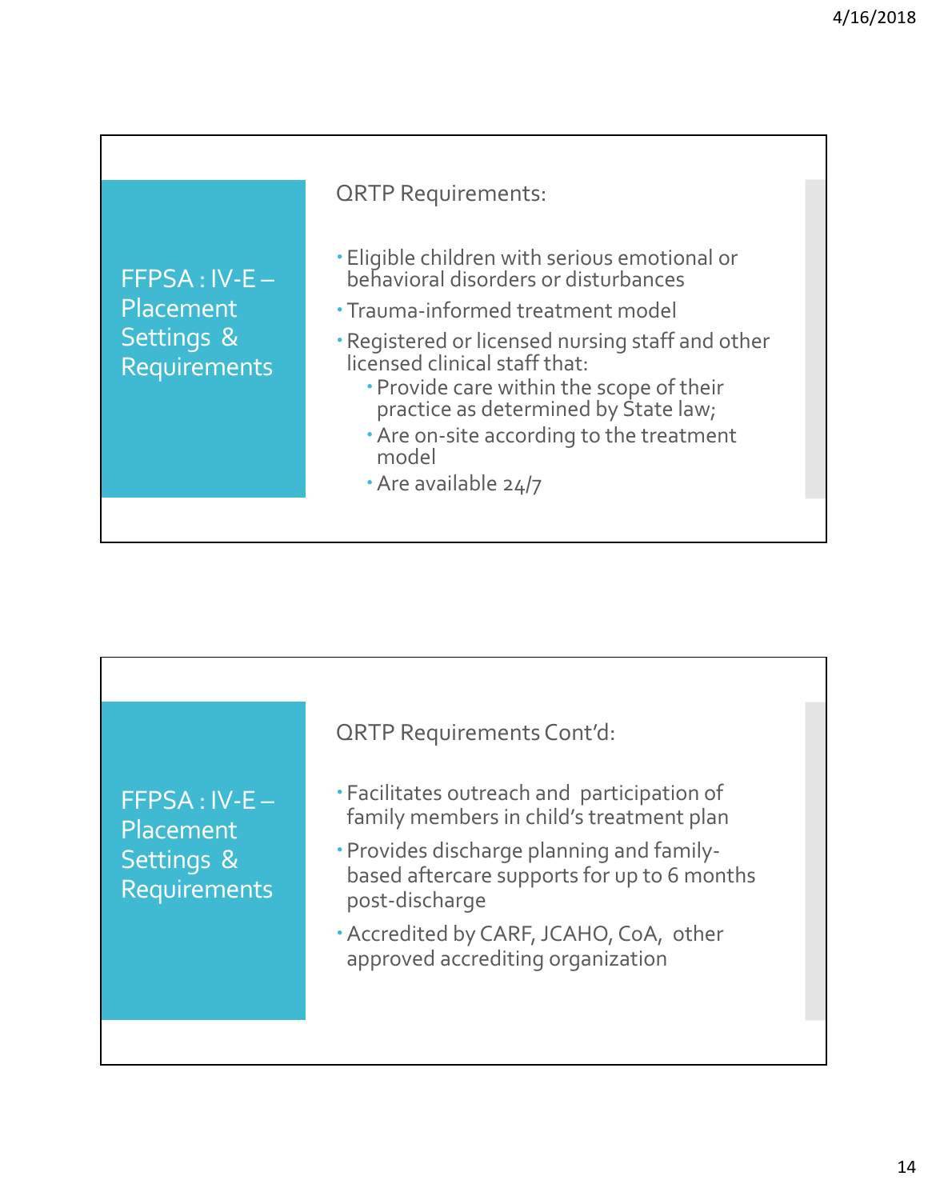## FFPSA : IV-E – Placement Settings & Requirements

QRTP Requirements:

- Eligible children with serious emotional or behavioral disorders or disturbances
- Trauma-informed treatment model
- Registered or licensed nursing staff and other licensed clinical staff that:
  - Provide care within the scope of their practice as determined by State law;
  - Are on-site according to the treatment model
  - Are available 24/7

## FFPSA : IV-E – Placement Settings & Requirements

QRTP Requirements Cont'd:

- Facilitates outreach and participation of family members in child's treatment plan
- Provides discharge planning and family-based aftercare supports for up to 6 months post-discharge
- Accredited by CARF, JCAHO, CoA, other approved accrediting organization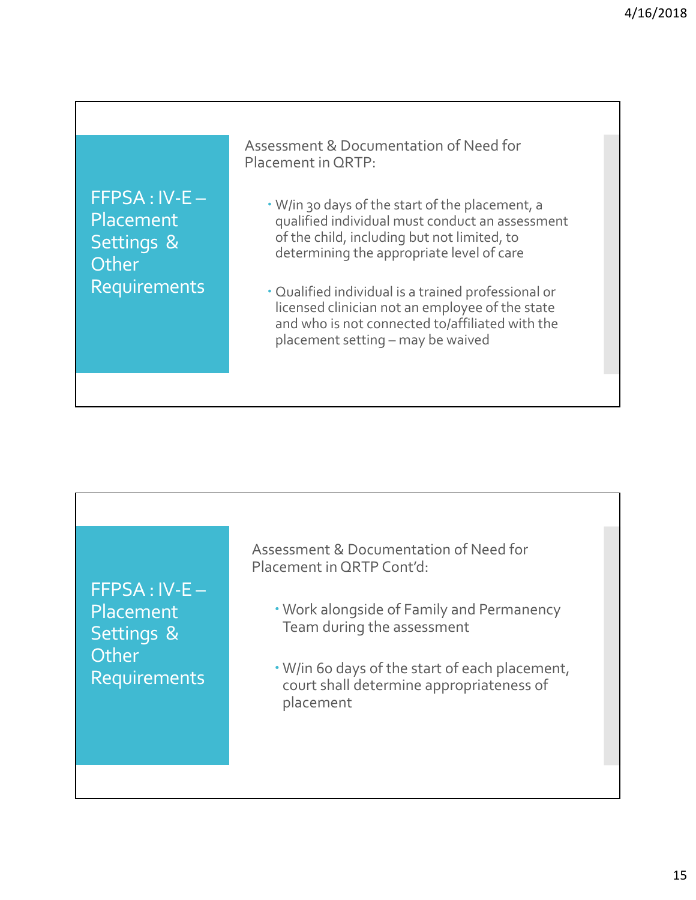## FFPSA : IV-E – Placement Settings & Other Requirements

Assessment & Documentation of Need for Placement in QRTP:

- W/in 30 days of the start of the placement, a qualified individual must conduct an assessment of the child, including but not limited, to determining the appropriate level of care
- Qualified individual is a trained professional or licensed clinician not an employee of the state and who is not connected to/affiliated with the placement setting – may be waived

## FFPSA : IV-E – Placement Settings & Other Requirements

Assessment & Documentation of Need for Placement in QRTP Cont'd:

- Work alongside of Family and Permanency Team during the assessment
- W/in 60 days of the start of each placement, court shall determine appropriateness of placement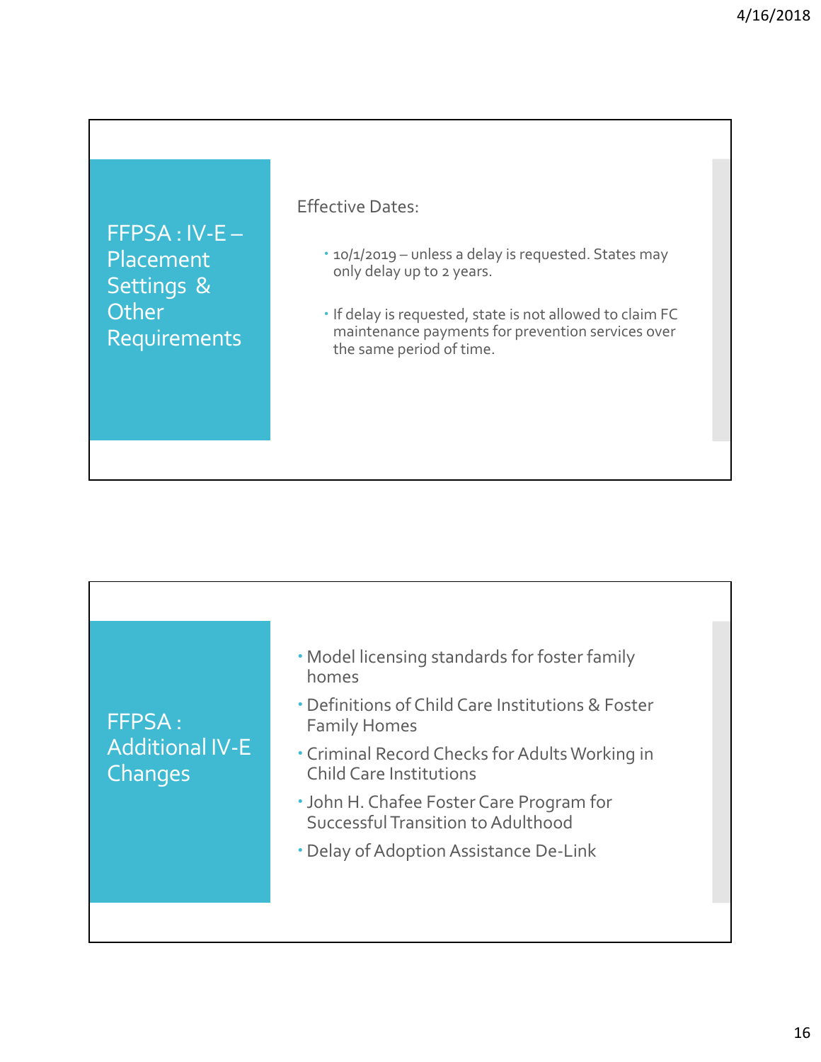## FFPSA : IV-E – Placement Settings & Other Requirements

Effective Dates:

- 10/1/2019 – unless a delay is requested. States may only delay up to 2 years.
- If delay is requested, state is not allowed to claim FC maintenance payments for prevention services over the same period of time.

## FFPSA : Additional IV-E Changes

- Model licensing standards for foster family homes
- Definitions of Child Care Institutions & Foster Family Homes
- Criminal Record Checks for Adults Working in Child Care Institutions
- John H. Chafee Foster Care Program for Successful Transition to Adulthood
- Delay of Adoption Assistance De-Link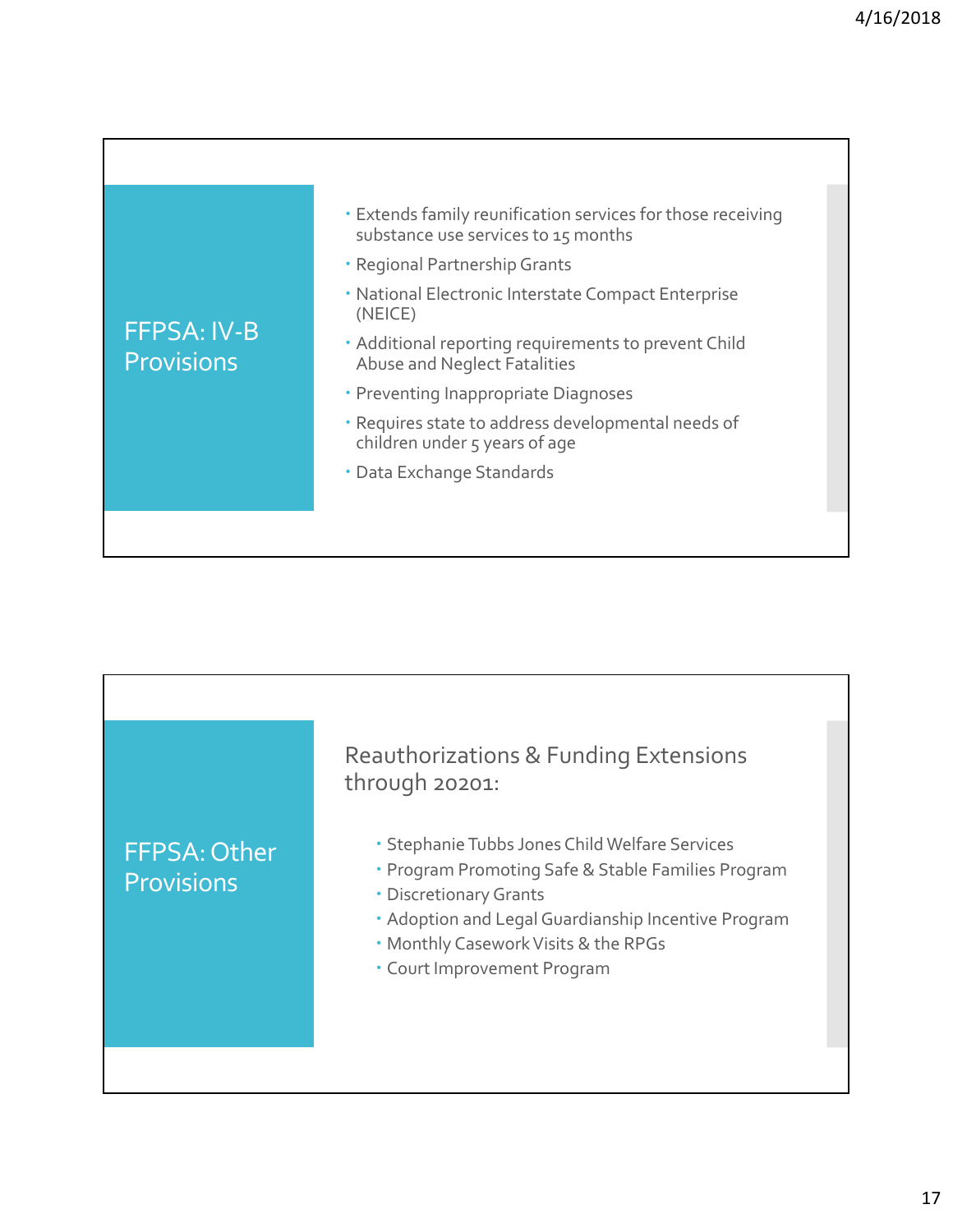## FFPSA: IV-B Provisions

- Extends family reunification services for those receiving substance use services to 15 months
- Regional Partnership Grants
- National Electronic Interstate Compact Enterprise (NEICE)
- Additional reporting requirements to prevent Child Abuse and Neglect Fatalities
- Preventing Inappropriate Diagnoses
- Requires state to address developmental needs of children under 5 years of age
- Data Exchange Standards

## FFPSA: Other Provisions

### Reauthorizations & Funding Extensions through 20201:

- Stephanie Tubbs Jones Child Welfare Services
- Program Promoting Safe & Stable Families Program
- Discretionary Grants
- Adoption and Legal Guardianship Incentive Program
- Monthly Casework Visits & the RPGs
- Court Improvement Program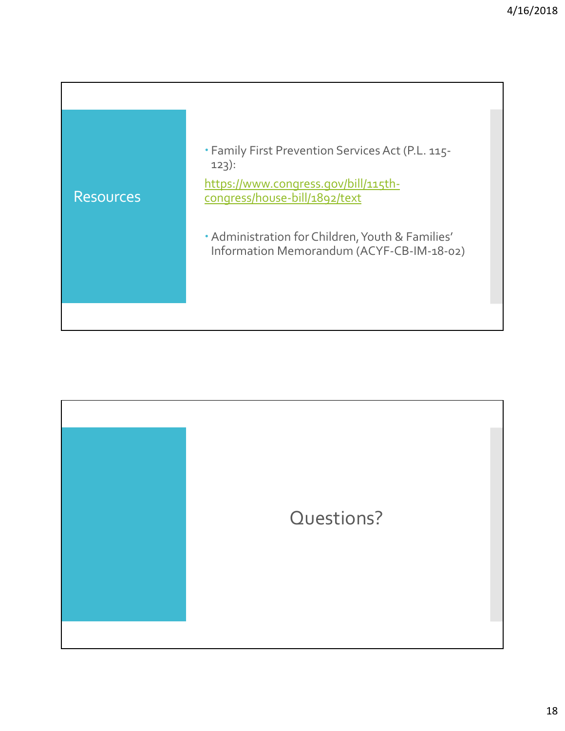## Resources

- Family First Prevention Services Act (P.L. 115-123):

[https://www.congress.gov/bill/115th-congress/house-bill/1892/text](https://www.congress.gov/bill/115th-congress/house-bill/1892/text)

- Administration for Children, Youth & Families' Information Memorandum (ACYF-CB-IM-18-02)

## Questions?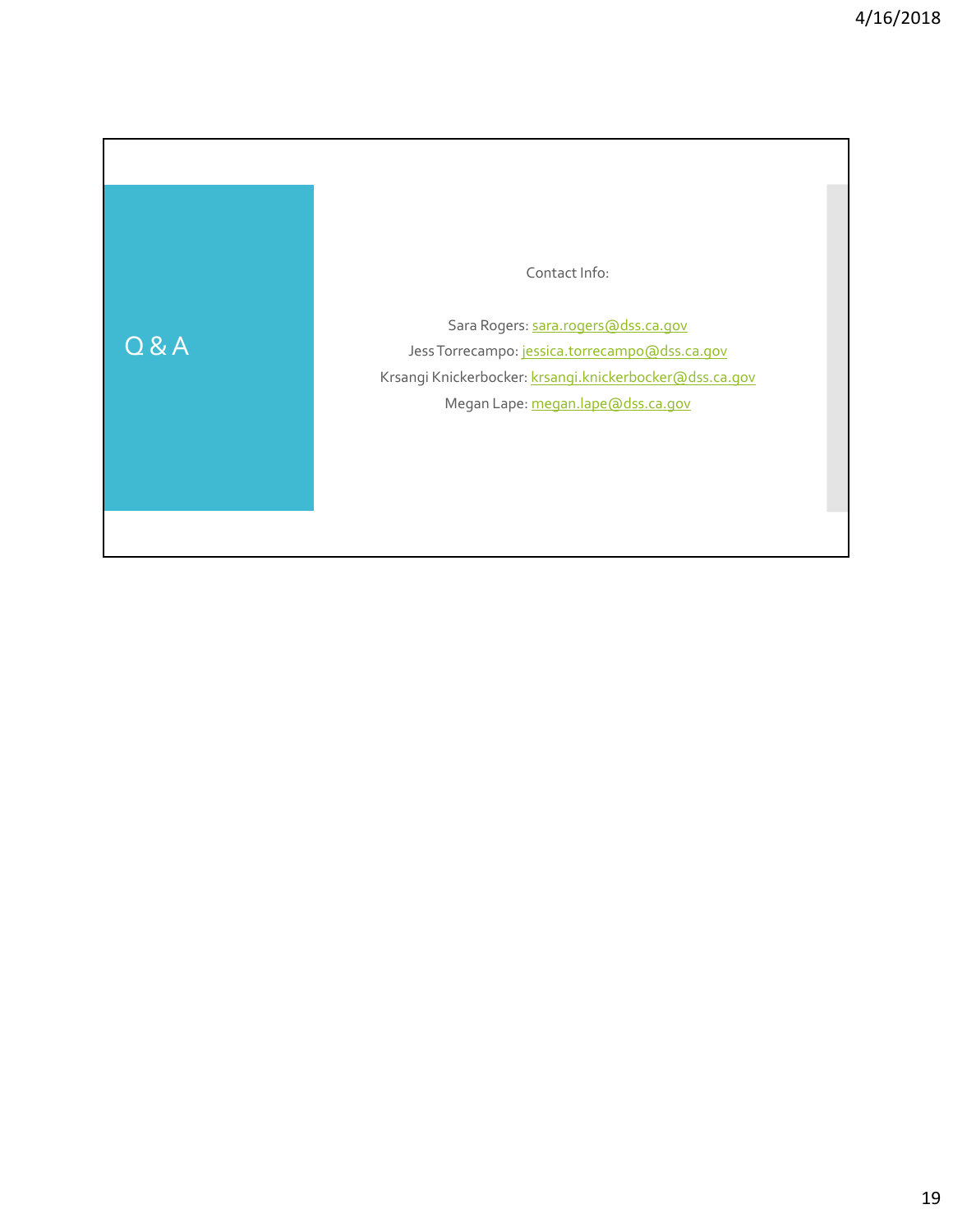# Q & A

Contact Info:

Sara Rogers: sara.rogers@dss.ca.gov

Jess Torrecampo: jessica.torrecampo@dss.ca.gov

Krsangi Knickerbocker: krsangi.knickerbocker@dss.ca.gov

Megan Lape: megan.lape@dss.ca.gov